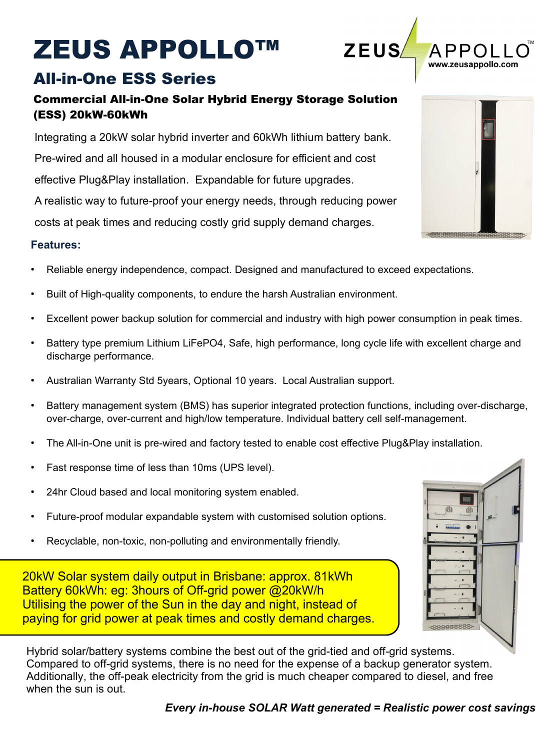# ZEUS APPOLLO™

ZEUS APPOLLO™
www.zeusappollo.com

## All-in-One ESS Series

### Commercial All-in-One Solar Hybrid Energy Storage Solution (ESS) 20kW-60kWh

Integrating a 20kW solar hybrid inverter and 60kWh lithium battery bank.
Pre-wired and all housed in a modular enclosure for efficient and cost effective Plug&Play installation. Expandable for future upgrades.
A realistic way to future-proof your energy needs, through reducing power costs at peak times and reducing costly grid supply demand charges.

**Features:**

- Reliable energy independence, compact. Designed and manufactured to exceed expectations.
- Built of High-quality components, to endure the harsh Australian environment.
- Excellent power backup solution for commercial and industry with high power consumption in peak times.
- Battery type premium Lithium LiFePO4, Safe, high performance, long cycle life with excellent charge and discharge performance.
- Australian Warranty Std 5years, Optional 10 years. Local Australian support.
- Battery management system (BMS) has superior integrated protection functions, including over-discharge, over-charge, over-current and high/low temperature. Individual battery cell self-management.
- The All-in-One unit is pre-wired and factory tested to enable cost effective Plug&Play installation.
- Fast response time of less than 10ms (UPS level).
- 24hr Cloud based and local monitoring system enabled.
- Future-proof modular expandable system with customised solution options.
- Recyclable, non-toxic, non-polluting and environmentally friendly.

20kW Solar system daily output in Brisbane: approx. 81kWh
Battery 60kWh: eg: 3hours of Off-grid power @20kW/h
Utilising the power of the Sun in the day and night, instead of paying for grid power at peak times and costly demand charges.

Hybrid solar/battery systems combine the best out of the grid-tied and off-grid systems. Compared to off-grid systems, there is no need for the expense of a backup generator system. Additionally, the off-peak electricity from the grid is much cheaper compared to diesel, and free when the sun is out.

***Every in-house SOLAR Watt generated = Realistic power cost savings***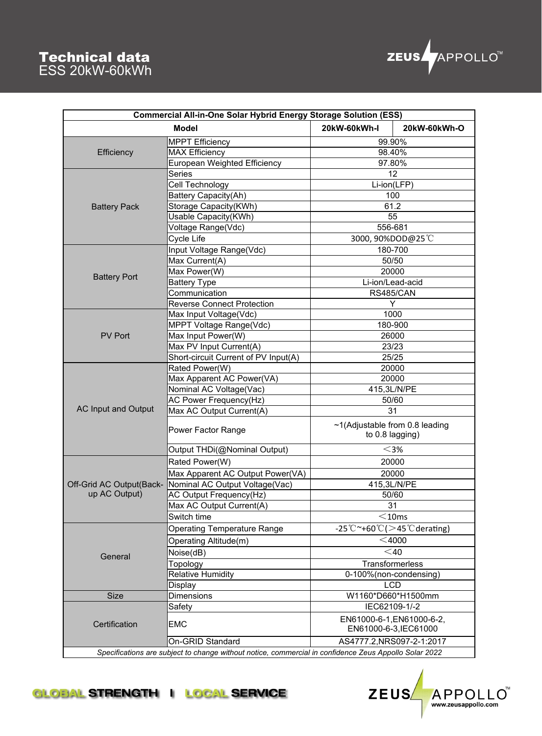# Technical data
ESS 20kW-60kWh

| Commercial All-in-One Solar Hybrid Energy Storage Solution (ESS) | | | |
|---|---|---|---|
| Model | | 20kW-60kWh-I | 20kW-60kWh-O |
| Efficiency | MPPT Efficiency | 99.90% | |
| | MAX Efficiency | 98.40% | |
| | European Weighted Efficiency | 97.80% | |
| Battery Pack | Series | 12 | |
| | Cell Technology | Li-ion(LFP) | |
| | Battery Capacity(Ah) | 100 | |
| | Storage Capacity(KWh) | 61.2 | |
| | Usable Capacity(KWh) | 55 | |
| | Voltage Range(Vdc) | 556-681 | |
| | Cycle Life | 3000, 90%DOD@25℃ | |
| Battery Port | Input Voltage Range(Vdc) | 180-700 | |
| | Max Current(A) | 50/50 | |
| | Max Power(W) | 20000 | |
| | Battery Type | Li-ion/Lead-acid | |
| | Communication | RS485/CAN | |
| | Reverse Connect Protection | Y | |
| PV Port | Max Input Voltage(Vdc) | 1000 | |
| | MPPT Voltage Range(Vdc) | 180-900 | |
| | Max Input Power(W) | 26000 | |
| | Max PV Input Current(A) | 23/23 | |
| | Short-circuit Current of PV Input(A) | 25/25 | |
| AC Input and Output | Rated Power(W) | 20000 | |
| | Max Apparent AC Power(VA) | 20000 | |
| | Nominal AC Voltage(Vac) | 415,3L/N/PE | |
| | AC Power Frequency(Hz) | 50/60 | |
| | Max AC Output Current(A) | 31 | |
| | Power Factor Range | ~1(Adjustable from 0.8 leading to 0.8 lagging) | |
| | Output THDi(@Nominal Output) | ＜3% | |
| Off-Grid AC Output(Back-up AC Output) | Rated Power(W) | 20000 | |
| | Max Apparent AC Output Power(VA) | 20000 | |
| | Nominal AC Output Voltage(Vac) | 415,3L/N/PE | |
| | AC Output Frequency(Hz) | 50/60 | |
| | Max AC Output Current(A) | 31 | |
| | Switch time | ＜10ms | |
| General | Operating Temperature Range | -25℃~+60℃(＞45℃derating) | |
| | Operating Altitude(m) | ＜4000 | |
| | Noise(dB) | ＜40 | |
| | Topology | Transformerless | |
| | Relative Humidity | 0-100%(non-condensing) | |
| | Display | LCD | |
| Size | Dimensions | W1160*D660*H1500mm | |
| Certification | Safety | IEC62109-1/-2 | |
| | EMC | EN61000-6-1,EN61000-6-2, EN61000-6-3,IEC61000 | |
| | On-GRID Standard | AS4777.2,NRS097-2-1:2017 | |

*Specifications are subject to change without notice, commercial in confidence Zeus Appollo Solar 2022*

GLOBAL STRENGTH | LOCAL SERVICE

www.zeusappollo.com